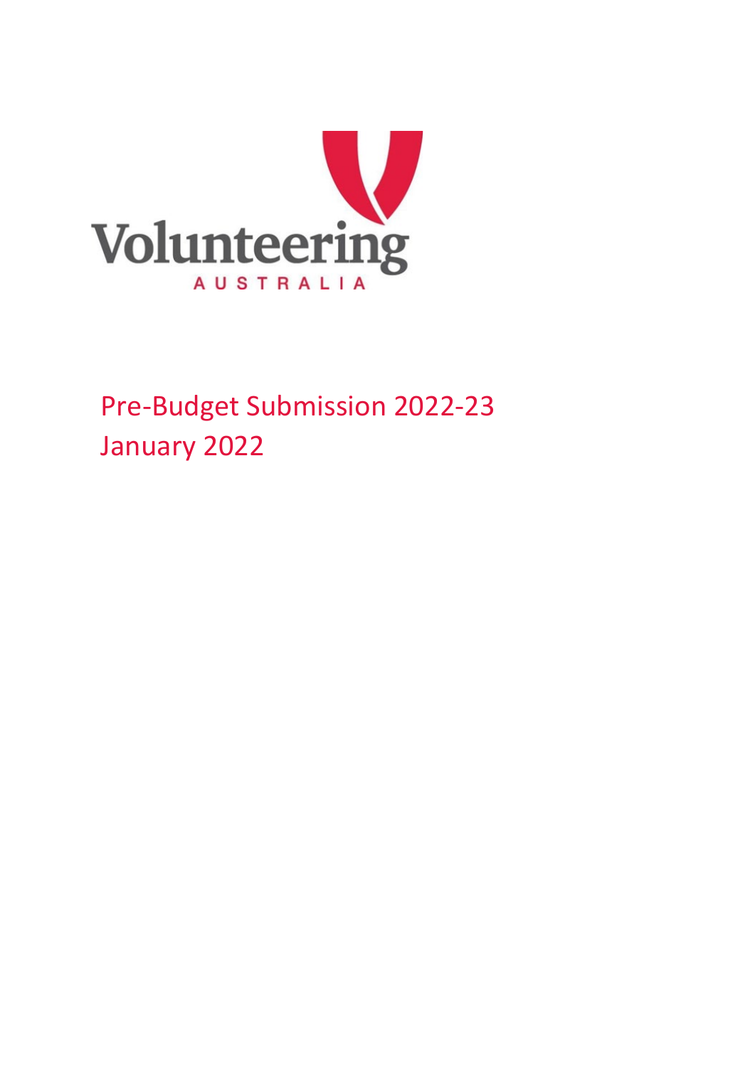Volunteering

AUSTRALIA

# Pre-Budget Submission 2022-23

January 2022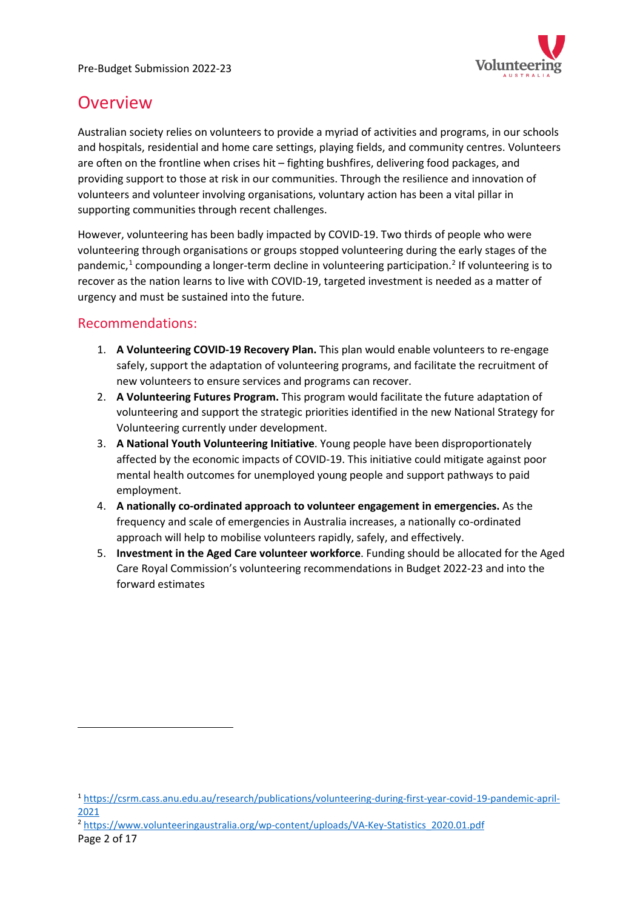# Overview

Australian society relies on volunteers to provide a myriad of activities and programs, in our schools and hospitals, residential and home care settings, playing fields, and community centres. Volunteers are often on the frontline when crises hit – fighting bushfires, delivering food packages, and providing support to those at risk in our communities. Through the resilience and innovation of volunteers and volunteer involving organisations, voluntary action has been a vital pillar in supporting communities through recent challenges.

However, volunteering has been badly impacted by COVID-19. Two thirds of people who were volunteering through organisations or groups stopped volunteering during the early stages of the pandemic,[1] compounding a longer-term decline in volunteering participation.[2] If volunteering is to recover as the nation learns to live with COVID-19, targeted investment is needed as a matter of urgency and must be sustained into the future.

## Recommendations:

1. **A Volunteering COVID-19 Recovery Plan.** This plan would enable volunteers to re-engage safely, support the adaptation of volunteering programs, and facilitate the recruitment of new volunteers to ensure services and programs can recover.
2. **A Volunteering Futures Program.** This program would facilitate the future adaptation of volunteering and support the strategic priorities identified in the new National Strategy for Volunteering currently under development.
3. **A National Youth Volunteering Initiative**. Young people have been disproportionately affected by the economic impacts of COVID-19. This initiative could mitigate against poor mental health outcomes for unemployed young people and support pathways to paid employment.
4. **A nationally co-ordinated approach to volunteer engagement in emergencies.** As the frequency and scale of emergencies in Australia increases, a nationally co-ordinated approach will help to mobilise volunteers rapidly, safely, and effectively.
5. **Investment in the Aged Care volunteer workforce**. Funding should be allocated for the Aged Care Royal Commission's volunteering recommendations in Budget 2022-23 and into the forward estimates

---

[1] https://csrm.cass.anu.edu.au/research/publications/volunteering-during-first-year-covid-19-pandemic-april-2021

[2] https://www.volunteeringaustralia.org/wp-content/uploads/VA-Key-Statistics_2020.01.pdf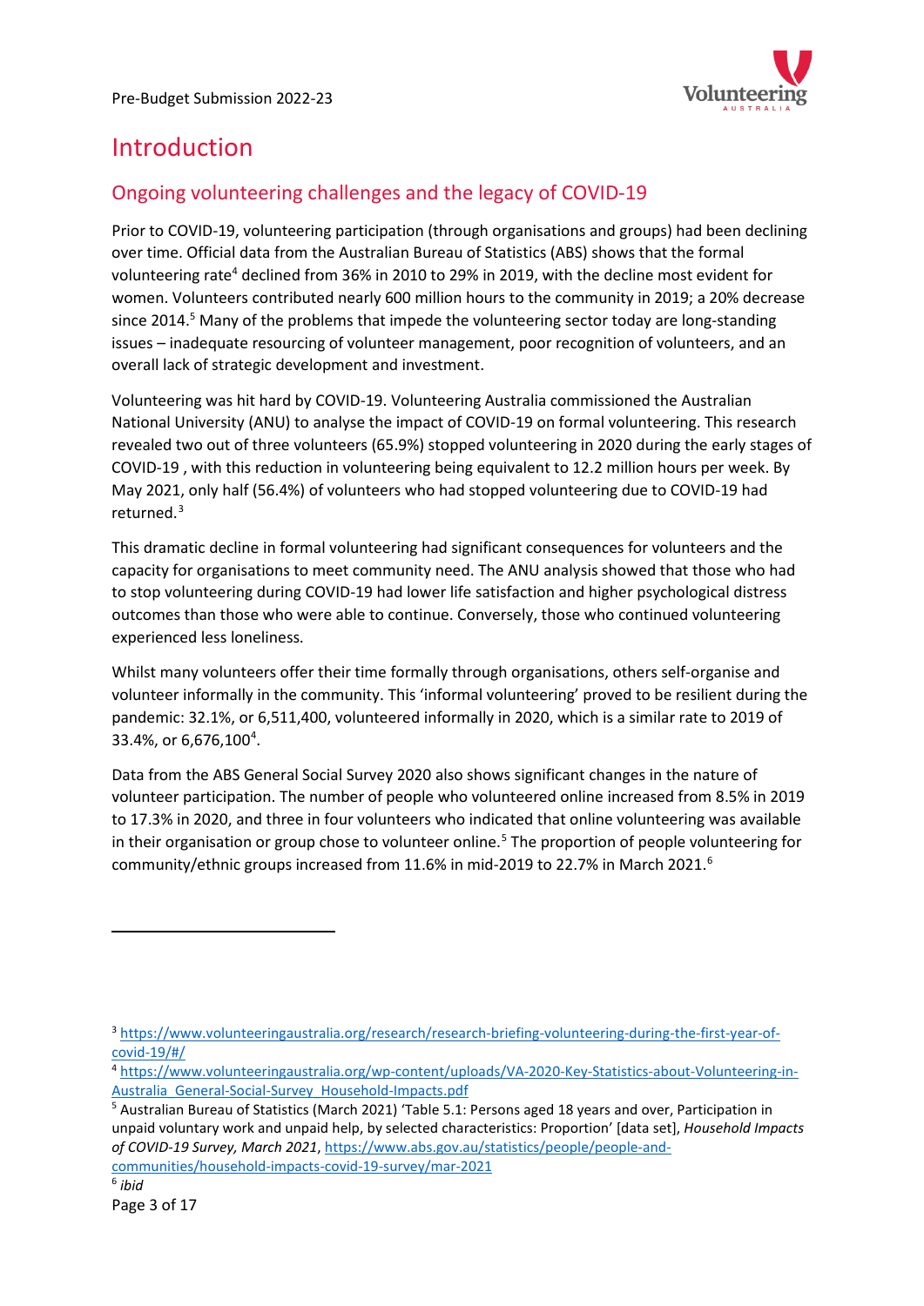# Introduction

## Ongoing volunteering challenges and the legacy of COVID-19

Prior to COVID-19, volunteering participation (through organisations and groups) had been declining over time. Official data from the Australian Bureau of Statistics (ABS) shows that the formal volunteering rate[4] declined from 36% in 2010 to 29% in 2019, with the decline most evident for women. Volunteers contributed nearly 600 million hours to the community in 2019; a 20% decrease since 2014.[5] Many of the problems that impede the volunteering sector today are long-standing issues – inadequate resourcing of volunteer management, poor recognition of volunteers, and an overall lack of strategic development and investment.

Volunteering was hit hard by COVID-19. Volunteering Australia commissioned the Australian National University (ANU) to analyse the impact of COVID-19 on formal volunteering. This research revealed two out of three volunteers (65.9%) stopped volunteering in 2020 during the early stages of COVID-19 , with this reduction in volunteering being equivalent to 12.2 million hours per week. By May 2021, only half (56.4%) of volunteers who had stopped volunteering due to COVID-19 had returned.[3]

This dramatic decline in formal volunteering had significant consequences for volunteers and the capacity for organisations to meet community need. The ANU analysis showed that those who had to stop volunteering during COVID-19 had lower life satisfaction and higher psychological distress outcomes than those who were able to continue. Conversely, those who continued volunteering experienced less loneliness.

Whilst many volunteers offer their time formally through organisations, others self-organise and volunteer informally in the community. This 'informal volunteering' proved to be resilient during the pandemic: 32.1%, or 6,511,400, volunteered informally in 2020, which is a similar rate to 2019 of 33.4%, or 6,676,100[4].

Data from the ABS General Social Survey 2020 also shows significant changes in the nature of volunteer participation. The number of people who volunteered online increased from 8.5% in 2019 to 17.3% in 2020, and three in four volunteers who indicated that online volunteering was available in their organisation or group chose to volunteer online.[5] The proportion of people volunteering for community/ethnic groups increased from 11.6% in mid-2019 to 22.7% in March 2021.[6]

---

[3] https://www.volunteeringaustralia.org/research/research-briefing-volunteering-during-the-first-year-of-covid-19/#/

[4] https://www.volunteeringaustralia.org/wp-content/uploads/VA-2020-Key-Statistics-about-Volunteering-in-Australia_General-Social-Survey_Household-Impacts.pdf

[5] Australian Bureau of Statistics (March 2021) 'Table 5.1: Persons aged 18 years and over, Participation in unpaid voluntary work and unpaid help, by selected characteristics: Proportion' [data set], *Household Impacts of COVID-19 Survey, March 2021*, https://www.abs.gov.au/statistics/people/people-and-communities/household-impacts-covid-19-survey/mar-2021

[6] *ibid*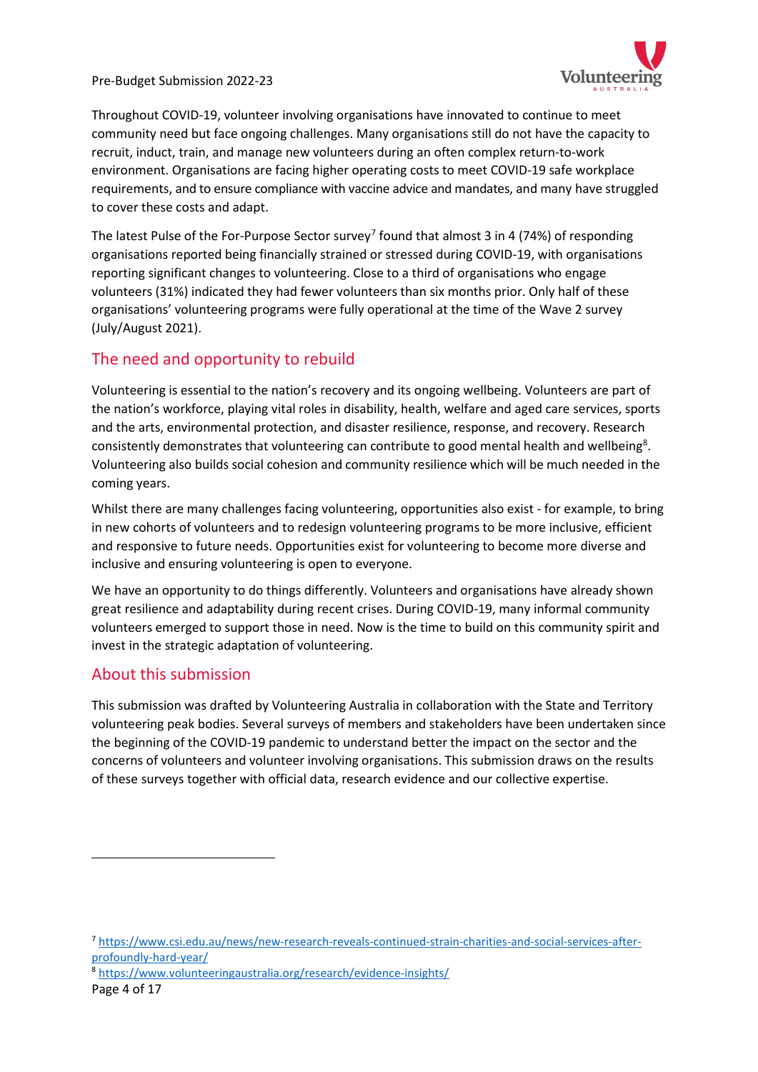Throughout COVID-19, volunteer involving organisations have innovated to continue to meet community need but face ongoing challenges. Many organisations still do not have the capacity to recruit, induct, train, and manage new volunteers during an often complex return-to-work environment. Organisations are facing higher operating costs to meet COVID-19 safe workplace requirements, and to ensure compliance with vaccine advice and mandates, and many have struggled to cover these costs and adapt.

The latest Pulse of the For-Purpose Sector survey[7] found that almost 3 in 4 (74%) of responding organisations reported being financially strained or stressed during COVID-19, with organisations reporting significant changes to volunteering. Close to a third of organisations who engage volunteers (31%) indicated they had fewer volunteers than six months prior. Only half of these organisations' volunteering programs were fully operational at the time of the Wave 2 survey (July/August 2021).

## The need and opportunity to rebuild

Volunteering is essential to the nation's recovery and its ongoing wellbeing. Volunteers are part of the nation's workforce, playing vital roles in disability, health, welfare and aged care services, sports and the arts, environmental protection, and disaster resilience, response, and recovery. Research consistently demonstrates that volunteering can contribute to good mental health and wellbeing[8]. Volunteering also builds social cohesion and community resilience which will be much needed in the coming years.

Whilst there are many challenges facing volunteering, opportunities also exist - for example, to bring in new cohorts of volunteers and to redesign volunteering programs to be more inclusive, efficient and responsive to future needs. Opportunities exist for volunteering to become more diverse and inclusive and ensuring volunteering is open to everyone.

We have an opportunity to do things differently. Volunteers and organisations have already shown great resilience and adaptability during recent crises. During COVID-19, many informal community volunteers emerged to support those in need. Now is the time to build on this community spirit and invest in the strategic adaptation of volunteering.

## About this submission

This submission was drafted by Volunteering Australia in collaboration with the State and Territory volunteering peak bodies. Several surveys of members and stakeholders have been undertaken since the beginning of the COVID-19 pandemic to understand better the impact on the sector and the concerns of volunteers and volunteer involving organisations. This submission draws on the results of these surveys together with official data, research evidence and our collective expertise.

---

[7] https://www.csi.edu.au/news/new-research-reveals-continued-strain-charities-and-social-services-after-profoundly-hard-year/

[8] https://www.volunteeringaustralia.org/research/evidence-insights/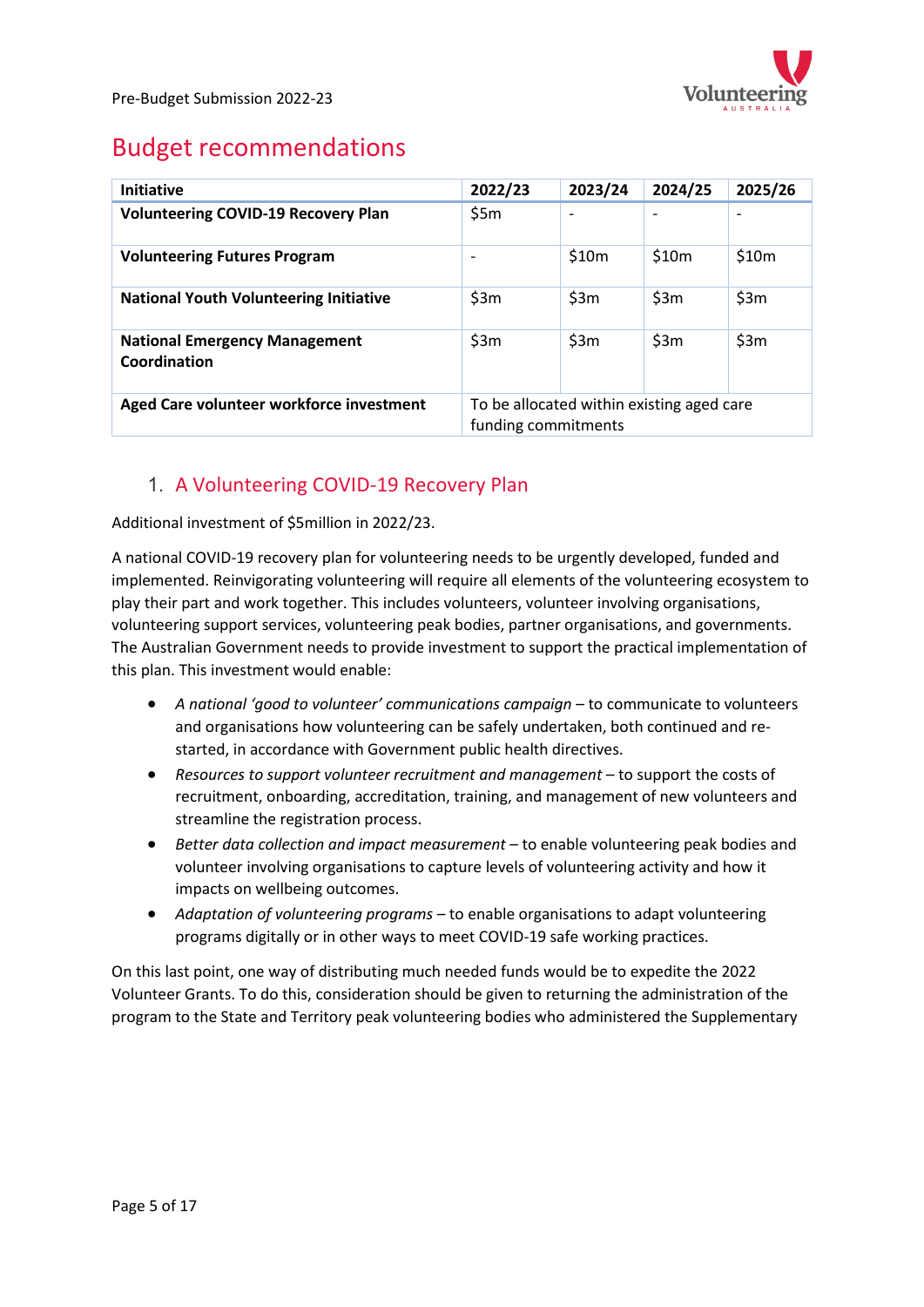## Budget recommendations

| Initiative | 2022/23 | 2023/24 | 2024/25 | 2025/26 |
|---|---|---|---|---|
| **Volunteering COVID-19 Recovery Plan** | $5m | - | - | - |
| **Volunteering Futures Program** | - | $10m | $10m | $10m |
| **National Youth Volunteering Initiative** | $3m | $3m | $3m | $3m |
| **National Emergency Management Coordination** | $3m | $3m | $3m | $3m |
| **Aged Care volunteer workforce investment** | To be allocated within existing aged care funding commitments | | | |

### 1. A Volunteering COVID-19 Recovery Plan

Additional investment of $5million in 2022/23.

A national COVID-19 recovery plan for volunteering needs to be urgently developed, funded and implemented. Reinvigorating volunteering will require all elements of the volunteering ecosystem to play their part and work together. This includes volunteers, volunteer involving organisations, volunteering support services, volunteering peak bodies, partner organisations, and governments. The Australian Government needs to provide investment to support the practical implementation of this plan. This investment would enable:

- *A national 'good to volunteer' communications campaign* – to communicate to volunteers and organisations how volunteering can be safely undertaken, both continued and re-started, in accordance with Government public health directives.
- *Resources to support volunteer recruitment and management* – to support the costs of recruitment, onboarding, accreditation, training, and management of new volunteers and streamline the registration process.
- *Better data collection and impact measurement* – to enable volunteering peak bodies and volunteer involving organisations to capture levels of volunteering activity and how it impacts on wellbeing outcomes.
- *Adaptation of volunteering programs* – to enable organisations to adapt volunteering programs digitally or in other ways to meet COVID-19 safe working practices.

On this last point, one way of distributing much needed funds would be to expedite the 2022 Volunteer Grants. To do this, consideration should be given to returning the administration of the program to the State and Territory peak volunteering bodies who administered the Supplementary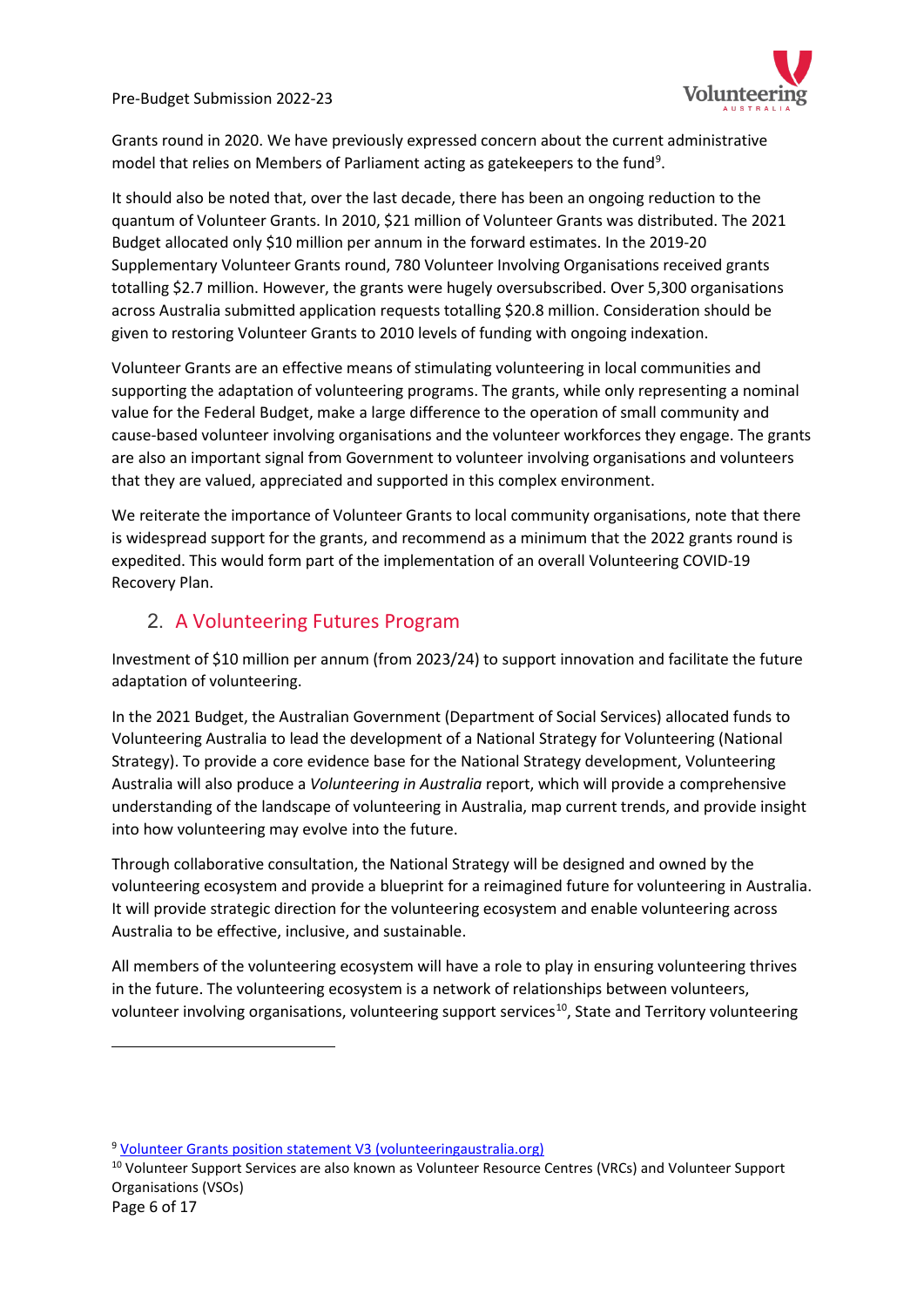Grants round in 2020. We have previously expressed concern about the current administrative model that relies on Members of Parliament acting as gatekeepers to the fund[9].

It should also be noted that, over the last decade, there has been an ongoing reduction to the quantum of Volunteer Grants. In 2010, $21 million of Volunteer Grants was distributed. The 2021 Budget allocated only $10 million per annum in the forward estimates. In the 2019-20 Supplementary Volunteer Grants round, 780 Volunteer Involving Organisations received grants totalling $2.7 million. However, the grants were hugely oversubscribed. Over 5,300 organisations across Australia submitted application requests totalling $20.8 million. Consideration should be given to restoring Volunteer Grants to 2010 levels of funding with ongoing indexation.

Volunteer Grants are an effective means of stimulating volunteering in local communities and supporting the adaptation of volunteering programs. The grants, while only representing a nominal value for the Federal Budget, make a large difference to the operation of small community and cause-based volunteer involving organisations and the volunteer workforces they engage. The grants are also an important signal from Government to volunteer involving organisations and volunteers that they are valued, appreciated and supported in this complex environment.

We reiterate the importance of Volunteer Grants to local community organisations, note that there is widespread support for the grants, and recommend as a minimum that the 2022 grants round is expedited. This would form part of the implementation of an overall Volunteering COVID-19 Recovery Plan.

## 2. A Volunteering Futures Program

Investment of $10 million per annum (from 2023/24) to support innovation and facilitate the future adaptation of volunteering.

In the 2021 Budget, the Australian Government (Department of Social Services) allocated funds to Volunteering Australia to lead the development of a National Strategy for Volunteering (National Strategy). To provide a core evidence base for the National Strategy development, Volunteering Australia will also produce a *Volunteering in Australia* report, which will provide a comprehensive understanding of the landscape of volunteering in Australia, map current trends, and provide insight into how volunteering may evolve into the future.

Through collaborative consultation, the National Strategy will be designed and owned by the volunteering ecosystem and provide a blueprint for a reimagined future for volunteering in Australia. It will provide strategic direction for the volunteering ecosystem and enable volunteering across Australia to be effective, inclusive, and sustainable.

All members of the volunteering ecosystem will have a role to play in ensuring volunteering thrives in the future. The volunteering ecosystem is a network of relationships between volunteers, volunteer involving organisations, volunteering support services[10], State and Territory volunteering

---

[9] Volunteer Grants position statement V3 (volunteeringaustralia.org)

[10] Volunteer Support Services are also known as Volunteer Resource Centres (VRCs) and Volunteer Support Organisations (VSOs)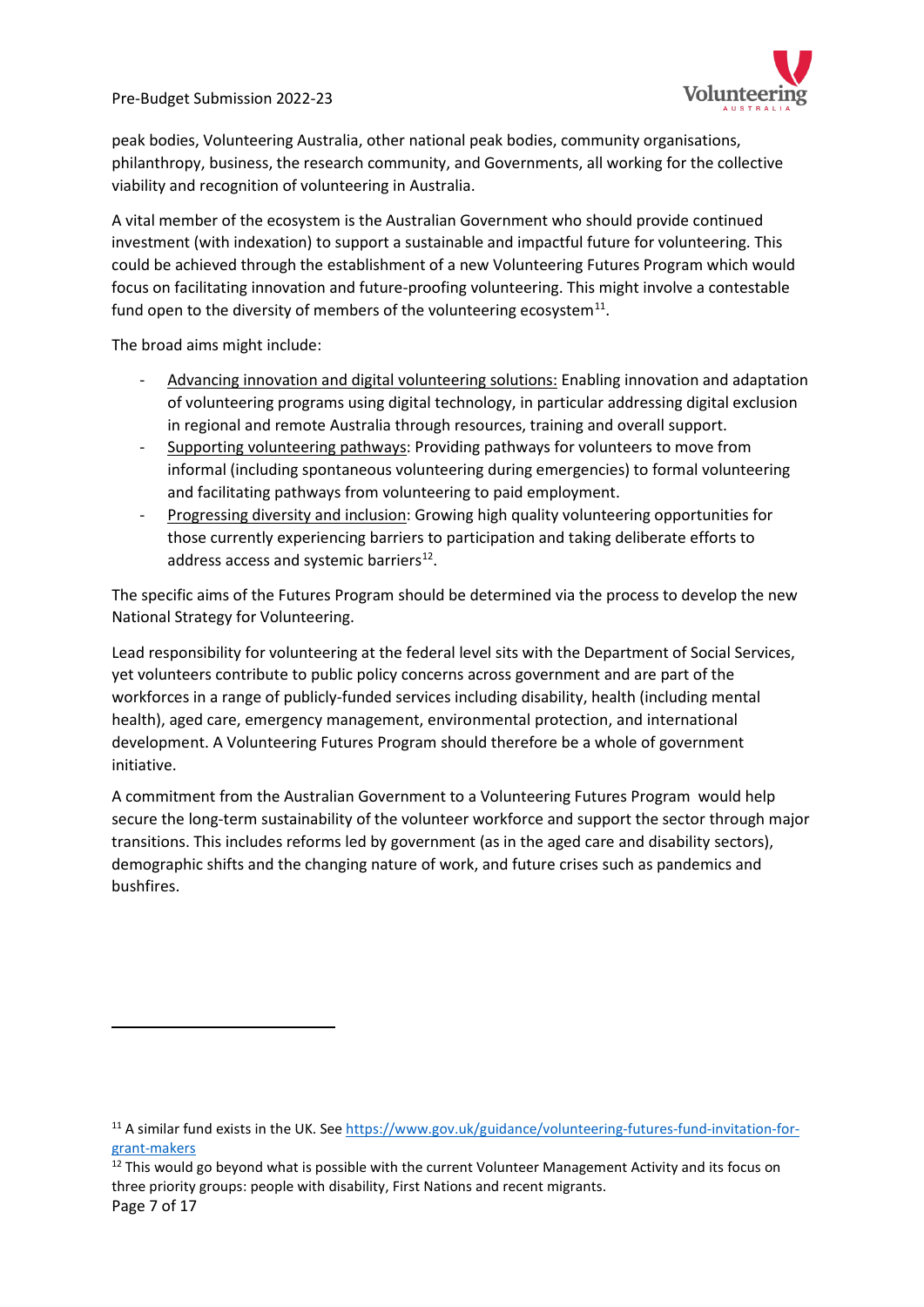peak bodies, Volunteering Australia, other national peak bodies, community organisations, philanthropy, business, the research community, and Governments, all working for the collective viability and recognition of volunteering in Australia.

A vital member of the ecosystem is the Australian Government who should provide continued investment (with indexation) to support a sustainable and impactful future for volunteering. This could be achieved through the establishment of a new Volunteering Futures Program which would focus on facilitating innovation and future-proofing volunteering. This might involve a contestable fund open to the diversity of members of the volunteering ecosystem[11].

The broad aims might include:

- Advancing innovation and digital volunteering solutions: Enabling innovation and adaptation of volunteering programs using digital technology, in particular addressing digital exclusion in regional and remote Australia through resources, training and overall support.
- Supporting volunteering pathways: Providing pathways for volunteers to move from informal (including spontaneous volunteering during emergencies) to formal volunteering and facilitating pathways from volunteering to paid employment.
- Progressing diversity and inclusion: Growing high quality volunteering opportunities for those currently experiencing barriers to participation and taking deliberate efforts to address access and systemic barriers[12].

The specific aims of the Futures Program should be determined via the process to develop the new National Strategy for Volunteering.

Lead responsibility for volunteering at the federal level sits with the Department of Social Services, yet volunteers contribute to public policy concerns across government and are part of the workforces in a range of publicly-funded services including disability, health (including mental health), aged care, emergency management, environmental protection, and international development. A Volunteering Futures Program should therefore be a whole of government initiative.

A commitment from the Australian Government to a Volunteering Futures Program would help secure the long-term sustainability of the volunteer workforce and support the sector through major transitions. This includes reforms led by government (as in the aged care and disability sectors), demographic shifts and the changing nature of work, and future crises such as pandemics and bushfires.

---

[11] A similar fund exists in the UK. See https://www.gov.uk/guidance/volunteering-futures-fund-invitation-for-grant-makers

[12] This would go beyond what is possible with the current Volunteer Management Activity and its focus on three priority groups: people with disability, First Nations and recent migrants.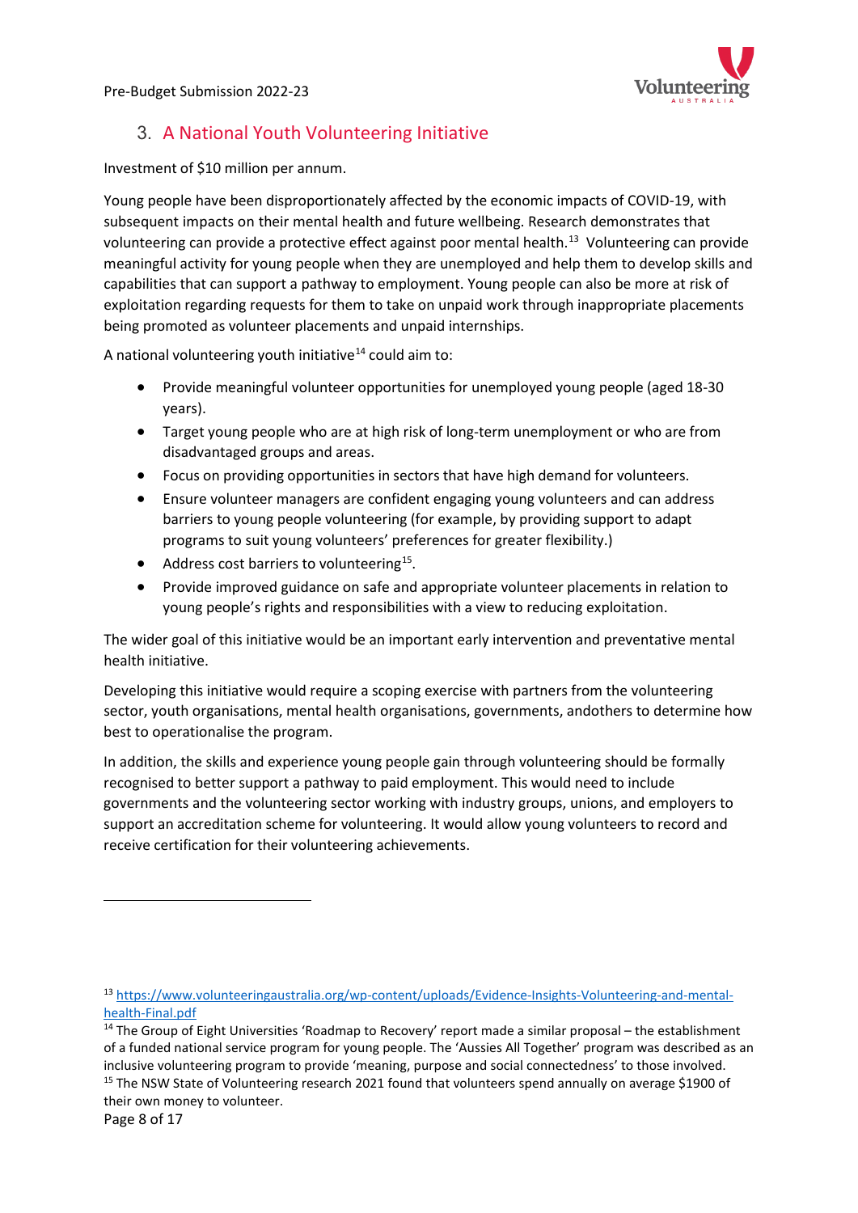## 3. A National Youth Volunteering Initiative

Investment of $10 million per annum.

Young people have been disproportionately affected by the economic impacts of COVID-19, with subsequent impacts on their mental health and future wellbeing. Research demonstrates that volunteering can provide a protective effect against poor mental health.[13] Volunteering can provide meaningful activity for young people when they are unemployed and help them to develop skills and capabilities that can support a pathway to employment. Young people can also be more at risk of exploitation regarding requests for them to take on unpaid work through inappropriate placements being promoted as volunteer placements and unpaid internships.

A national volunteering youth initiative[14] could aim to:

- Provide meaningful volunteer opportunities for unemployed young people (aged 18-30 years).
- Target young people who are at high risk of long-term unemployment or who are from disadvantaged groups and areas.
- Focus on providing opportunities in sectors that have high demand for volunteers.
- Ensure volunteer managers are confident engaging young volunteers and can address barriers to young people volunteering (for example, by providing support to adapt programs to suit young volunteers' preferences for greater flexibility.)
- Address cost barriers to volunteering[15].
- Provide improved guidance on safe and appropriate volunteer placements in relation to young people's rights and responsibilities with a view to reducing exploitation.

The wider goal of this initiative would be an important early intervention and preventative mental health initiative.

Developing this initiative would require a scoping exercise with partners from the volunteering sector, youth organisations, mental health organisations, governments, andothers to determine how best to operationalise the program.

In addition, the skills and experience young people gain through volunteering should be formally recognised to better support a pathway to paid employment. This would need to include governments and the volunteering sector working with industry groups, unions, and employers to support an accreditation scheme for volunteering. It would allow young volunteers to record and receive certification for their volunteering achievements.

---

[13] https://www.volunteeringaustralia.org/wp-content/uploads/Evidence-Insights-Volunteering-and-mental-health-Final.pdf

[14] The Group of Eight Universities 'Roadmap to Recovery' report made a similar proposal – the establishment of a funded national service program for young people. The 'Aussies All Together' program was described as an inclusive volunteering program to provide 'meaning, purpose and social connectedness' to those involved.

[15] The NSW State of Volunteering research 2021 found that volunteers spend annually on average $1900 of their own money to volunteer.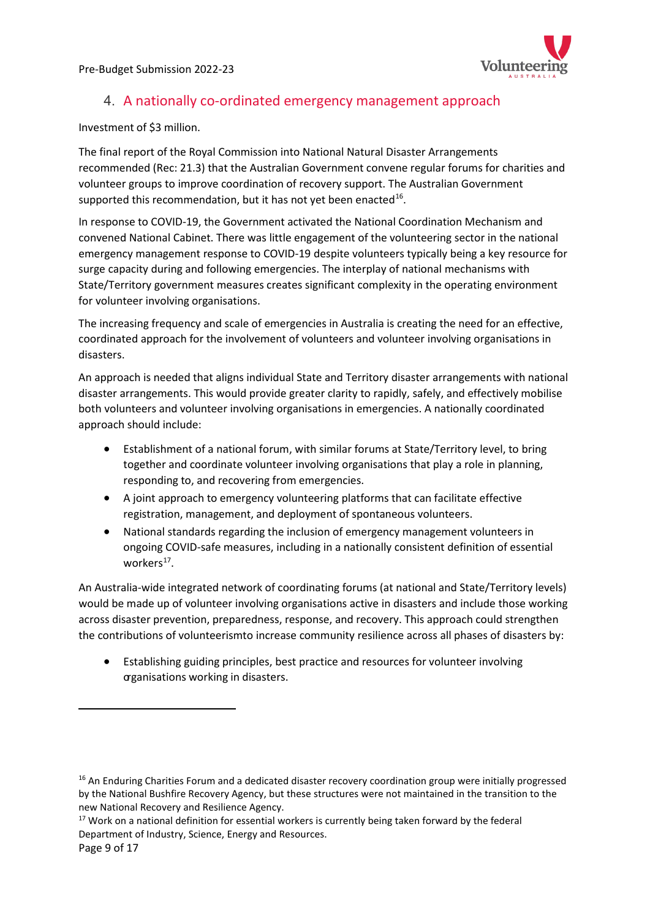## 4. A nationally co-ordinated emergency management approach

Investment of $3 million.

The final report of the Royal Commission into National Natural Disaster Arrangements recommended (Rec: 21.3) that the Australian Government convene regular forums for charities and volunteer groups to improve coordination of recovery support. The Australian Government supported this recommendation, but it has not yet been enacted[16].

In response to COVID-19, the Government activated the National Coordination Mechanism and convened National Cabinet. There was little engagement of the volunteering sector in the national emergency management response to COVID-19 despite volunteers typically being a key resource for surge capacity during and following emergencies. The interplay of national mechanisms with State/Territory government measures creates significant complexity in the operating environment for volunteer involving organisations.

The increasing frequency and scale of emergencies in Australia is creating the need for an effective, coordinated approach for the involvement of volunteers and volunteer involving organisations in disasters.

An approach is needed that aligns individual State and Territory disaster arrangements with national disaster arrangements. This would provide greater clarity to rapidly, safely, and effectively mobilise both volunteers and volunteer involving organisations in emergencies. A nationally coordinated approach should include:

- Establishment of a national forum, with similar forums at State/Territory level, to bring together and coordinate volunteer involving organisations that play a role in planning, responding to, and recovering from emergencies.
- A joint approach to emergency volunteering platforms that can facilitate effective registration, management, and deployment of spontaneous volunteers.
- National standards regarding the inclusion of emergency management volunteers in ongoing COVID-safe measures, including in a nationally consistent definition of essential workers[17].

An Australia-wide integrated network of coordinating forums (at national and State/Territory levels) would be made up of volunteer involving organisations active in disasters and include those working across disaster prevention, preparedness, response, and recovery. This approach could strengthen the contributions of volunteerismto increase community resilience across all phases of disasters by:

- Establishing guiding principles, best practice and resources for volunteer involving organisations working in disasters.

---

[16] An Enduring Charities Forum and a dedicated disaster recovery coordination group were initially progressed by the National Bushfire Recovery Agency, but these structures were not maintained in the transition to the new National Recovery and Resilience Agency.

[17] Work on a national definition for essential workers is currently being taken forward by the federal Department of Industry, Science, Energy and Resources.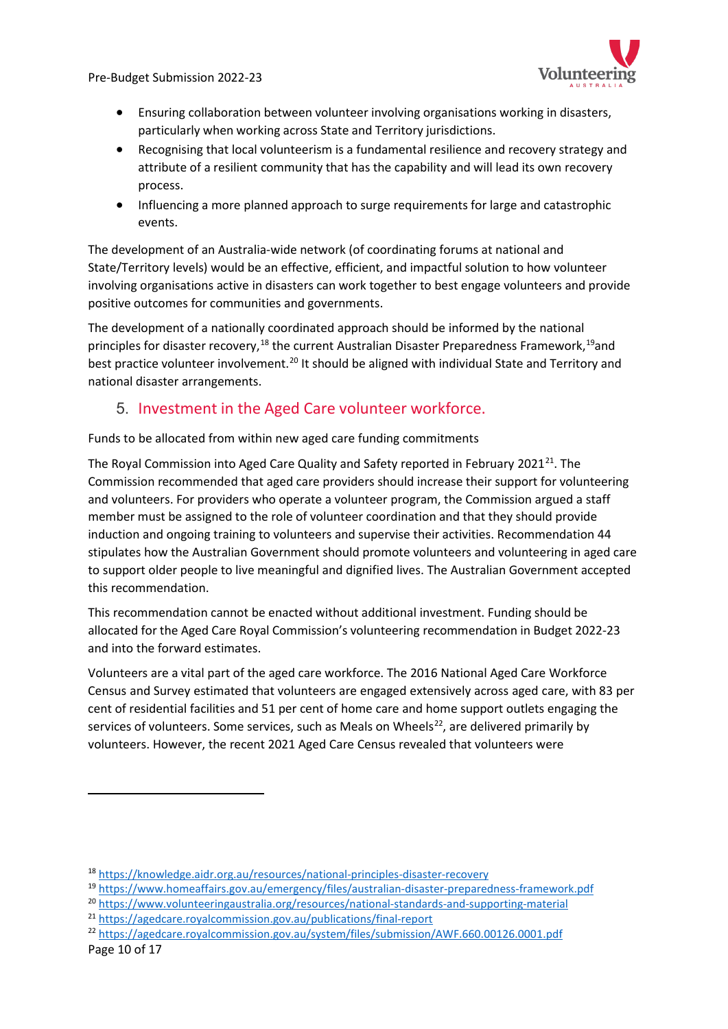- Ensuring collaboration between volunteer involving organisations working in disasters, particularly when working across State and Territory jurisdictions.
- Recognising that local volunteerism is a fundamental resilience and recovery strategy and attribute of a resilient community that has the capability and will lead its own recovery process.
- Influencing a more planned approach to surge requirements for large and catastrophic events.

The development of an Australia-wide network (of coordinating forums at national and State/Territory levels) would be an effective, efficient, and impactful solution to how volunteer involving organisations active in disasters can work together to best engage volunteers and provide positive outcomes for communities and governments.

The development of a nationally coordinated approach should be informed by the national principles for disaster recovery,[18] the current Australian Disaster Preparedness Framework,[19]and best practice volunteer involvement.[20] It should be aligned with individual State and Territory and national disaster arrangements.

## 5. Investment in the Aged Care volunteer workforce.

Funds to be allocated from within new aged care funding commitments

The Royal Commission into Aged Care Quality and Safety reported in February 2021[21]. The Commission recommended that aged care providers should increase their support for volunteering and volunteers. For providers who operate a volunteer program, the Commission argued a staff member must be assigned to the role of volunteer coordination and that they should provide induction and ongoing training to volunteers and supervise their activities. Recommendation 44 stipulates how the Australian Government should promote volunteers and volunteering in aged care to support older people to live meaningful and dignified lives. The Australian Government accepted this recommendation.

This recommendation cannot be enacted without additional investment. Funding should be allocated for the Aged Care Royal Commission's volunteering recommendation in Budget 2022-23 and into the forward estimates.

Volunteers are a vital part of the aged care workforce. The 2016 National Aged Care Workforce Census and Survey estimated that volunteers are engaged extensively across aged care, with 83 per cent of residential facilities and 51 per cent of home care and home support outlets engaging the services of volunteers. Some services, such as Meals on Wheels[22], are delivered primarily by volunteers. However, the recent 2021 Aged Care Census revealed that volunteers were

---

[18] https://knowledge.aidr.org.au/resources/national-principles-disaster-recovery

[19] https://www.homeaffairs.gov.au/emergency/files/australian-disaster-preparedness-framework.pdf

[20] https://www.volunteeringaustralia.org/resources/national-standards-and-supporting-material

[21] https://agedcare.royalcommission.gov.au/publications/final-report

[22] https://agedcare.royalcommission.gov.au/system/files/submission/AWF.660.00126.0001.pdf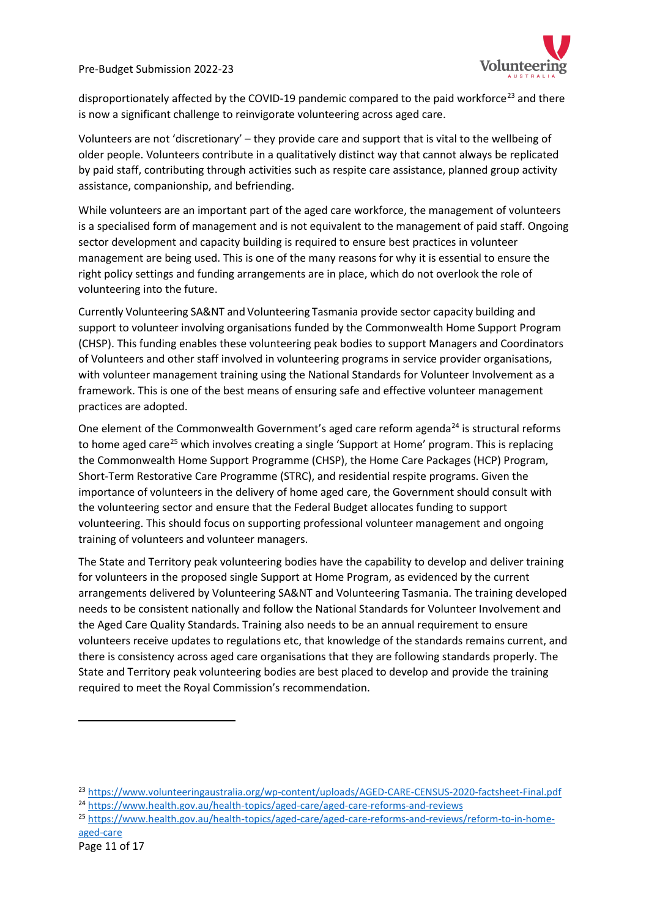disproportionately affected by the COVID-19 pandemic compared to the paid workforce[23] and there is now a significant challenge to reinvigorate volunteering across aged care.

Volunteers are not 'discretionary' – they provide care and support that is vital to the wellbeing of older people. Volunteers contribute in a qualitatively distinct way that cannot always be replicated by paid staff, contributing through activities such as respite care assistance, planned group activity assistance, companionship, and befriending.

While volunteers are an important part of the aged care workforce, the management of volunteers is a specialised form of management and is not equivalent to the management of paid staff. Ongoing sector development and capacity building is required to ensure best practices in volunteer management are being used. This is one of the many reasons for why it is essential to ensure the right policy settings and funding arrangements are in place, which do not overlook the role of volunteering into the future.

Currently Volunteering SA&NT and Volunteering Tasmania provide sector capacity building and support to volunteer involving organisations funded by the Commonwealth Home Support Program (CHSP). This funding enables these volunteering peak bodies to support Managers and Coordinators of Volunteers and other staff involved in volunteering programs in service provider organisations, with volunteer management training using the National Standards for Volunteer Involvement as a framework. This is one of the best means of ensuring safe and effective volunteer management practices are adopted.

One element of the Commonwealth Government's aged care reform agenda[24] is structural reforms to home aged care[25] which involves creating a single 'Support at Home' program. This is replacing the Commonwealth Home Support Programme (CHSP), the Home Care Packages (HCP) Program, Short-Term Restorative Care Programme (STRC), and residential respite programs. Given the importance of volunteers in the delivery of home aged care, the Government should consult with the volunteering sector and ensure that the Federal Budget allocates funding to support volunteering. This should focus on supporting professional volunteer management and ongoing training of volunteers and volunteer managers.

The State and Territory peak volunteering bodies have the capability to develop and deliver training for volunteers in the proposed single Support at Home Program, as evidenced by the current arrangements delivered by Volunteering SA&NT and Volunteering Tasmania. The training developed needs to be consistent nationally and follow the National Standards for Volunteer Involvement and the Aged Care Quality Standards. Training also needs to be an annual requirement to ensure volunteers receive updates to regulations etc, that knowledge of the standards remains current, and there is consistency across aged care organisations that they are following standards properly. The State and Territory peak volunteering bodies are best placed to develop and provide the training required to meet the Royal Commission's recommendation.

---

[23] https://www.volunteeringaustralia.org/wp-content/uploads/AGED-CARE-CENSUS-2020-factsheet-Final.pdf

[24] https://www.health.gov.au/health-topics/aged-care/aged-care-reforms-and-reviews

[25] https://www.health.gov.au/health-topics/aged-care/aged-care-reforms-and-reviews/reform-to-in-home-aged-care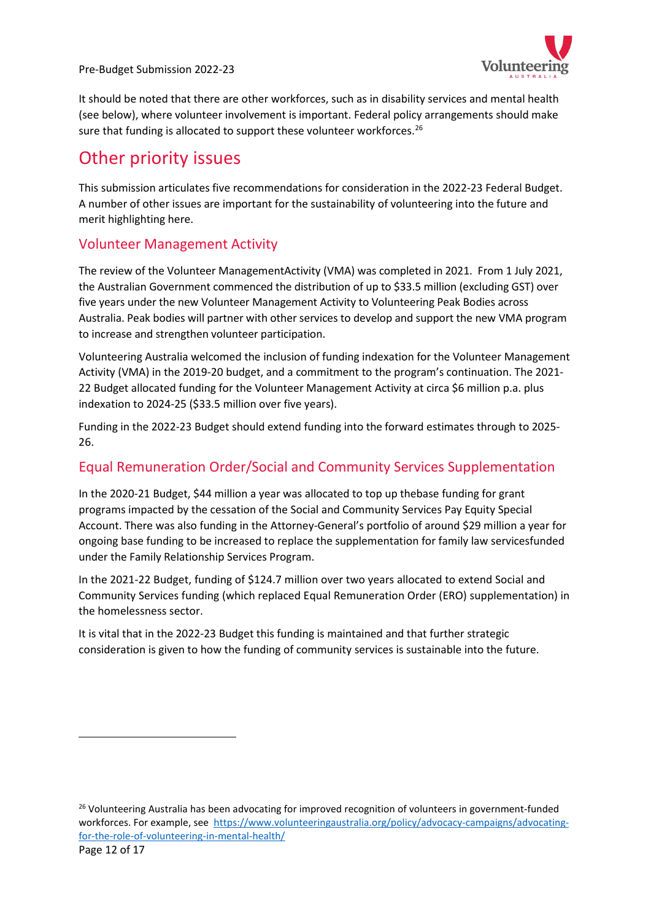It should be noted that there are other workforces, such as in disability services and mental health (see below), where volunteer involvement is important. Federal policy arrangements should make sure that funding is allocated to support these volunteer workforces.[26]

# Other priority issues

This submission articulates five recommendations for consideration in the 2022-23 Federal Budget. A number of other issues are important for the sustainability of volunteering into the future and merit highlighting here.

## Volunteer Management Activity

The review of the Volunteer ManagementActivity (VMA) was completed in 2021. From 1 July 2021, the Australian Government commenced the distribution of up to $33.5 million (excluding GST) over five years under the new Volunteer Management Activity to Volunteering Peak Bodies across Australia. Peak bodies will partner with other services to develop and support the new VMA program to increase and strengthen volunteer participation.

Volunteering Australia welcomed the inclusion of funding indexation for the Volunteer Management Activity (VMA) in the 2019-20 budget, and a commitment to the program's continuation. The 2021-22 Budget allocated funding for the Volunteer Management Activity at circa $6 million p.a. plus indexation to 2024-25 ($33.5 million over five years).

Funding in the 2022-23 Budget should extend funding into the forward estimates through to 2025-26.

## Equal Remuneration Order/Social and Community Services Supplementation

In the 2020-21 Budget, $44 million a year was allocated to top up thebase funding for grant programs impacted by the cessation of the Social and Community Services Pay Equity Special Account. There was also funding in the Attorney-General's portfolio of around $29 million a year for ongoing base funding to be increased to replace the supplementation for family law servicesfunded under the Family Relationship Services Program.

In the 2021-22 Budget, funding of $124.7 million over two years allocated to extend Social and Community Services funding (which replaced Equal Remuneration Order (ERO) supplementation) in the homelessness sector.

It is vital that in the 2022-23 Budget this funding is maintained and that further strategic consideration is given to how the funding of community services is sustainable into the future.

---

[26] Volunteering Australia has been advocating for improved recognition of volunteers in government-funded workforces. For example, see https://www.volunteeringaustralia.org/policy/advocacy-campaigns/advocating-for-the-role-of-volunteering-in-mental-health/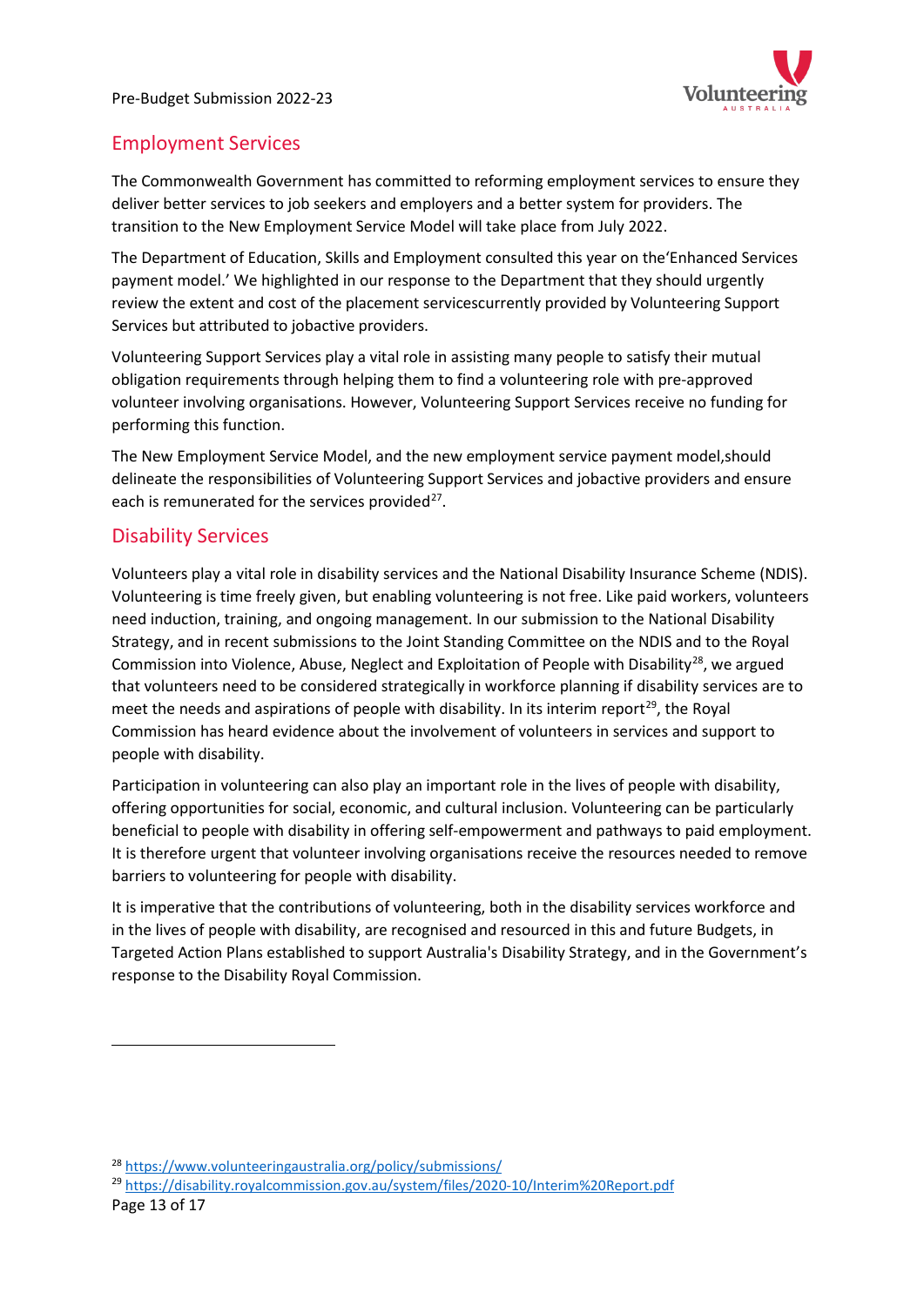## Employment Services

The Commonwealth Government has committed to reforming employment services to ensure they deliver better services to job seekers and employers and a better system for providers. The transition to the New Employment Service Model will take place from July 2022.

The Department of Education, Skills and Employment consulted this year on the'Enhanced Services payment model.' We highlighted in our response to the Department that they should urgently review the extent and cost of the placement servicescurrently provided by Volunteering Support Services but attributed to jobactive providers.

Volunteering Support Services play a vital role in assisting many people to satisfy their mutual obligation requirements through helping them to find a volunteering role with pre-approved volunteer involving organisations. However, Volunteering Support Services receive no funding for performing this function.

The New Employment Service Model, and the new employment service payment model,should delineate the responsibilities of Volunteering Support Services and jobactive providers and ensure each is remunerated for the services provided[27].

## Disability Services

Volunteers play a vital role in disability services and the National Disability Insurance Scheme (NDIS). Volunteering is time freely given, but enabling volunteering is not free. Like paid workers, volunteers need induction, training, and ongoing management. In our submission to the National Disability Strategy, and in recent submissions to the Joint Standing Committee on the NDIS and to the Royal Commission into Violence, Abuse, Neglect and Exploitation of People with Disability[28], we argued that volunteers need to be considered strategically in workforce planning if disability services are to meet the needs and aspirations of people with disability. In its interim report[29], the Royal Commission has heard evidence about the involvement of volunteers in services and support to people with disability.

Participation in volunteering can also play an important role in the lives of people with disability, offering opportunities for social, economic, and cultural inclusion. Volunteering can be particularly beneficial to people with disability in offering self-empowerment and pathways to paid employment. It is therefore urgent that volunteer involving organisations receive the resources needed to remove barriers to volunteering for people with disability.

It is imperative that the contributions of volunteering, both in the disability services workforce and in the lives of people with disability, are recognised and resourced in this and future Budgets, in Targeted Action Plans established to support Australia's Disability Strategy, and in the Government's response to the Disability Royal Commission.

---

[28] https://www.volunteeringaustralia.org/policy/submissions/

[29] https://disability.royalcommission.gov.au/system/files/2020-10/Interim%20Report.pdf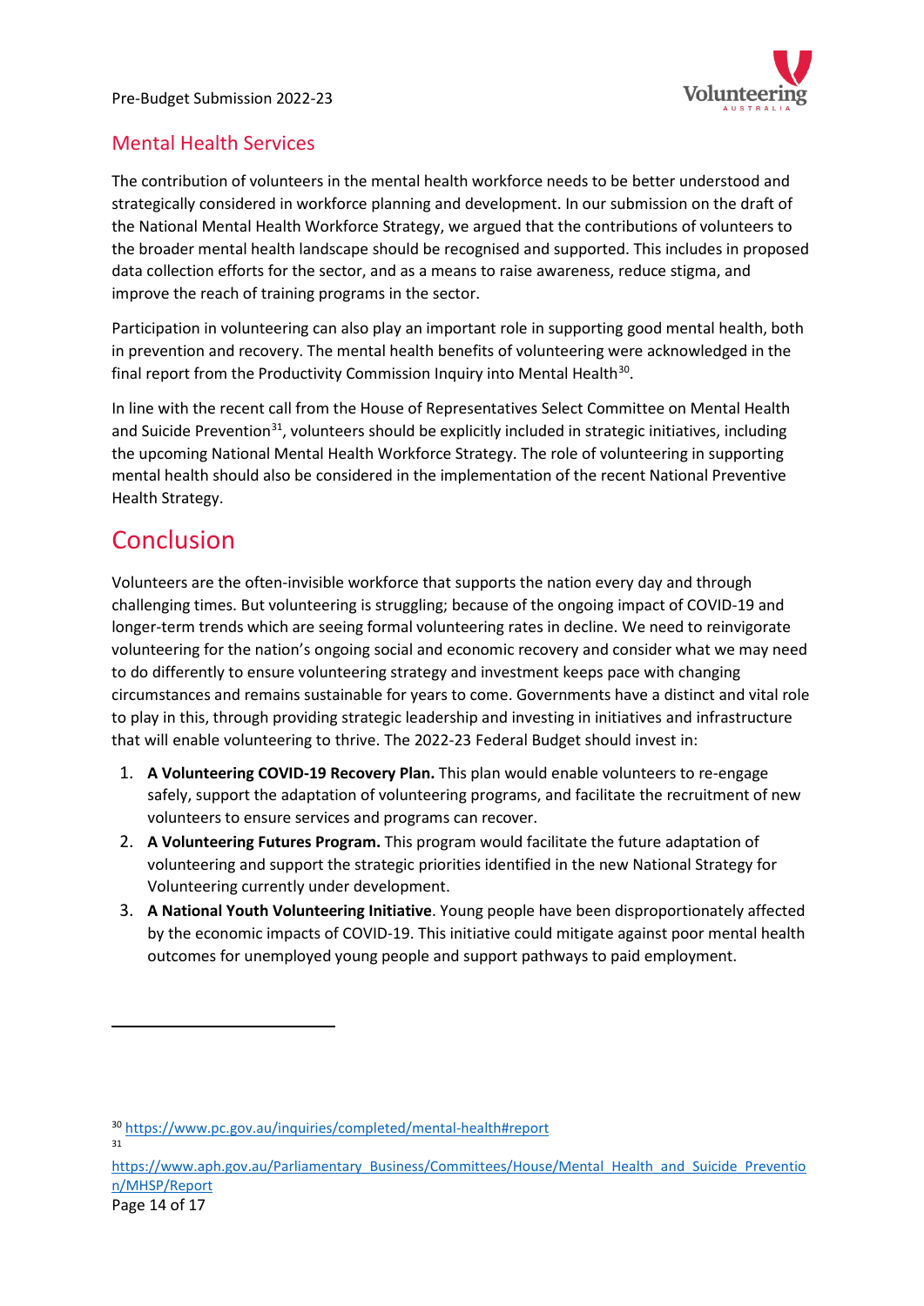## Mental Health Services

The contribution of volunteers in the mental health workforce needs to be better understood and strategically considered in workforce planning and development. In our submission on the draft of the National Mental Health Workforce Strategy, we argued that the contributions of volunteers to the broader mental health landscape should be recognised and supported. This includes in proposed data collection efforts for the sector, and as a means to raise awareness, reduce stigma, and improve the reach of training programs in the sector.

Participation in volunteering can also play an important role in supporting good mental health, both in prevention and recovery. The mental health benefits of volunteering were acknowledged in the final report from the Productivity Commission Inquiry into Mental Health[30].

In line with the recent call from the House of Representatives Select Committee on Mental Health and Suicide Prevention[31], volunteers should be explicitly included in strategic initiatives, including the upcoming National Mental Health Workforce Strategy. The role of volunteering in supporting mental health should also be considered in the implementation of the recent National Preventive Health Strategy.

# Conclusion

Volunteers are the often-invisible workforce that supports the nation every day and through challenging times. But volunteering is struggling; because of the ongoing impact of COVID-19 and longer-term trends which are seeing formal volunteering rates in decline. We need to reinvigorate volunteering for the nation's ongoing social and economic recovery and consider what we may need to do differently to ensure volunteering strategy and investment keeps pace with changing circumstances and remains sustainable for years to come. Governments have a distinct and vital role to play in this, through providing strategic leadership and investing in initiatives and infrastructure that will enable volunteering to thrive. The 2022-23 Federal Budget should invest in:

1. **A Volunteering COVID-19 Recovery Plan.** This plan would enable volunteers to re-engage safely, support the adaptation of volunteering programs, and facilitate the recruitment of new volunteers to ensure services and programs can recover.
2. **A Volunteering Futures Program.** This program would facilitate the future adaptation of volunteering and support the strategic priorities identified in the new National Strategy for Volunteering currently under development.
3. **A National Youth Volunteering Initiative**. Young people have been disproportionately affected by the economic impacts of COVID-19. This initiative could mitigate against poor mental health outcomes for unemployed young people and support pathways to paid employment.

---

[30] https://www.pc.gov.au/inquiries/completed/mental-health#report

[31] https://www.aph.gov.au/Parliamentary_Business/Committees/House/Mental_Health_and_Suicide_Prevention/MHSP/Report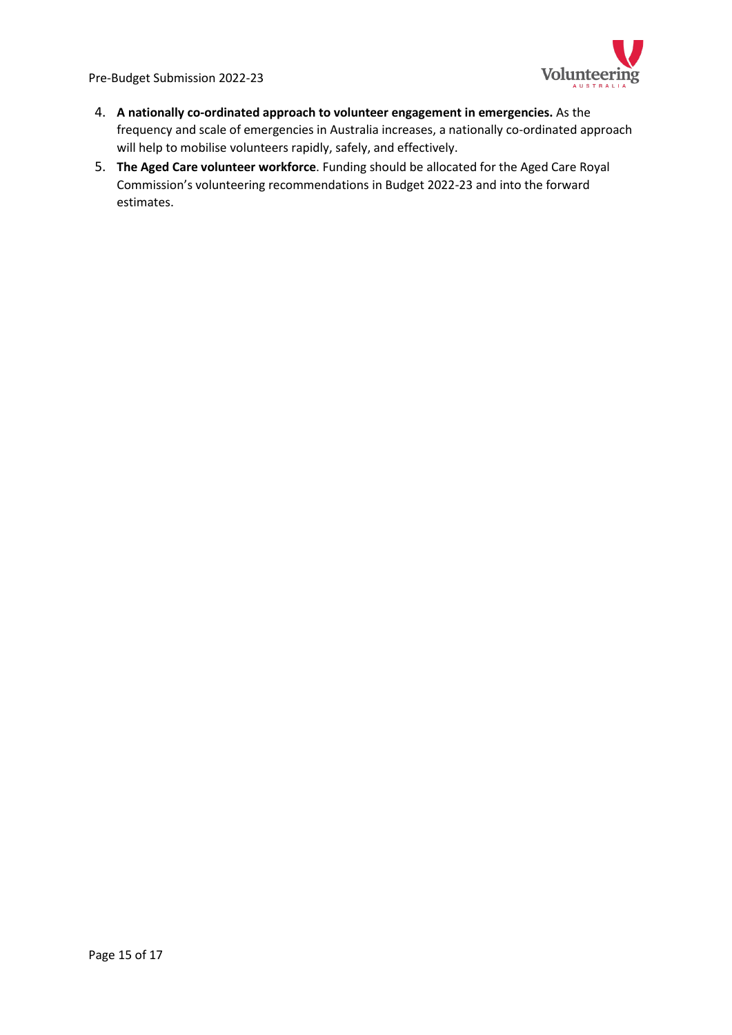4. **A nationally co-ordinated approach to volunteer engagement in emergencies.** As the frequency and scale of emergencies in Australia increases, a nationally co-ordinated approach will help to mobilise volunteers rapidly, safely, and effectively.
5. **The Aged Care volunteer workforce**. Funding should be allocated for the Aged Care Royal Commission's volunteering recommendations in Budget 2022-23 and into the forward estimates.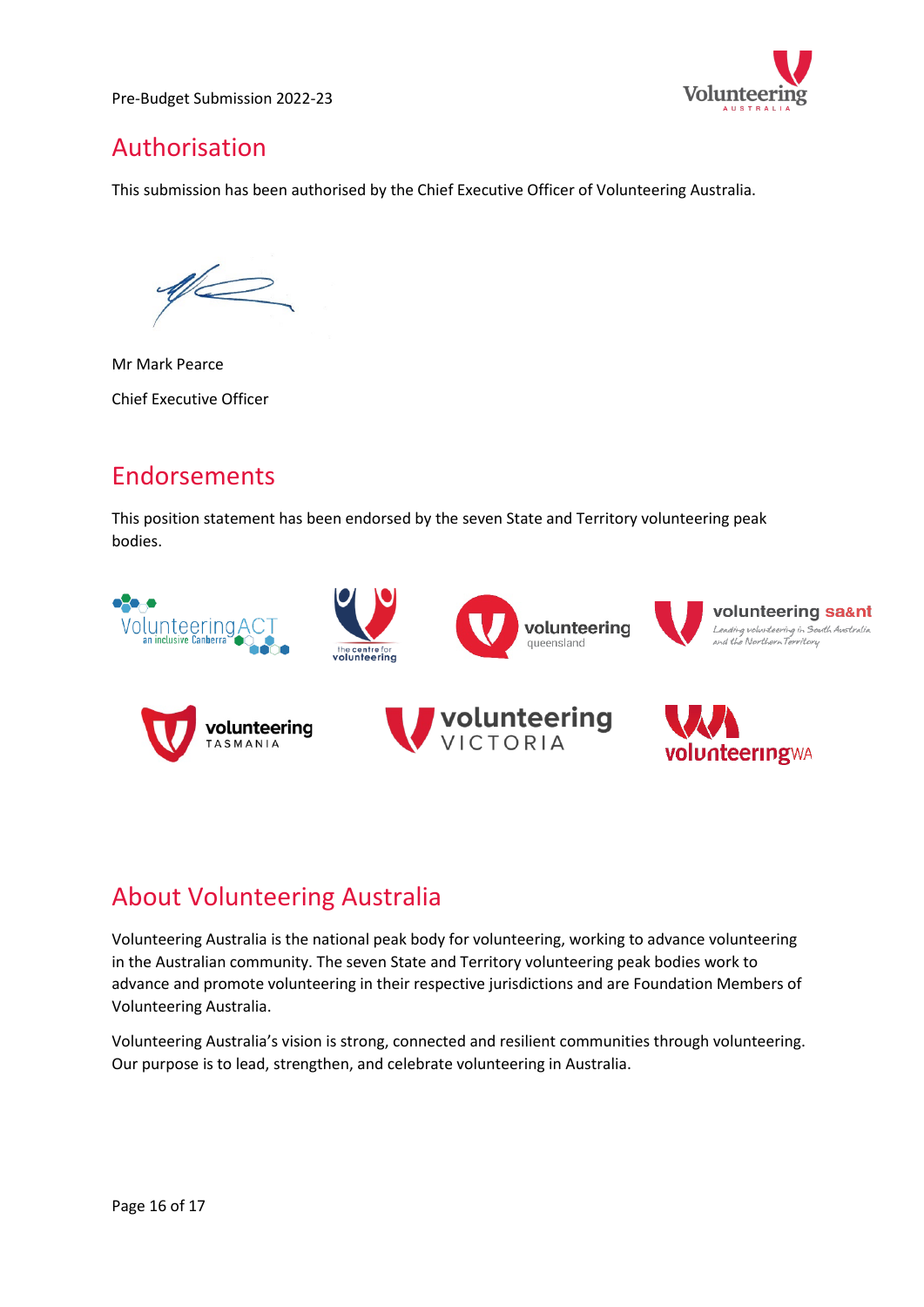## Authorisation

This submission has been authorised by the Chief Executive Officer of Volunteering Australia.

Mr Mark Pearce

Chief Executive Officer

## Endorsements

This position statement has been endorsed by the seven State and Territory volunteering peak bodies.

## About Volunteering Australia

Volunteering Australia is the national peak body for volunteering, working to advance volunteering in the Australian community. The seven State and Territory volunteering peak bodies work to advance and promote volunteering in their respective jurisdictions and are Foundation Members of Volunteering Australia.

Volunteering Australia's vision is strong, connected and resilient communities through volunteering. Our purpose is to lead, strengthen, and celebrate volunteering in Australia.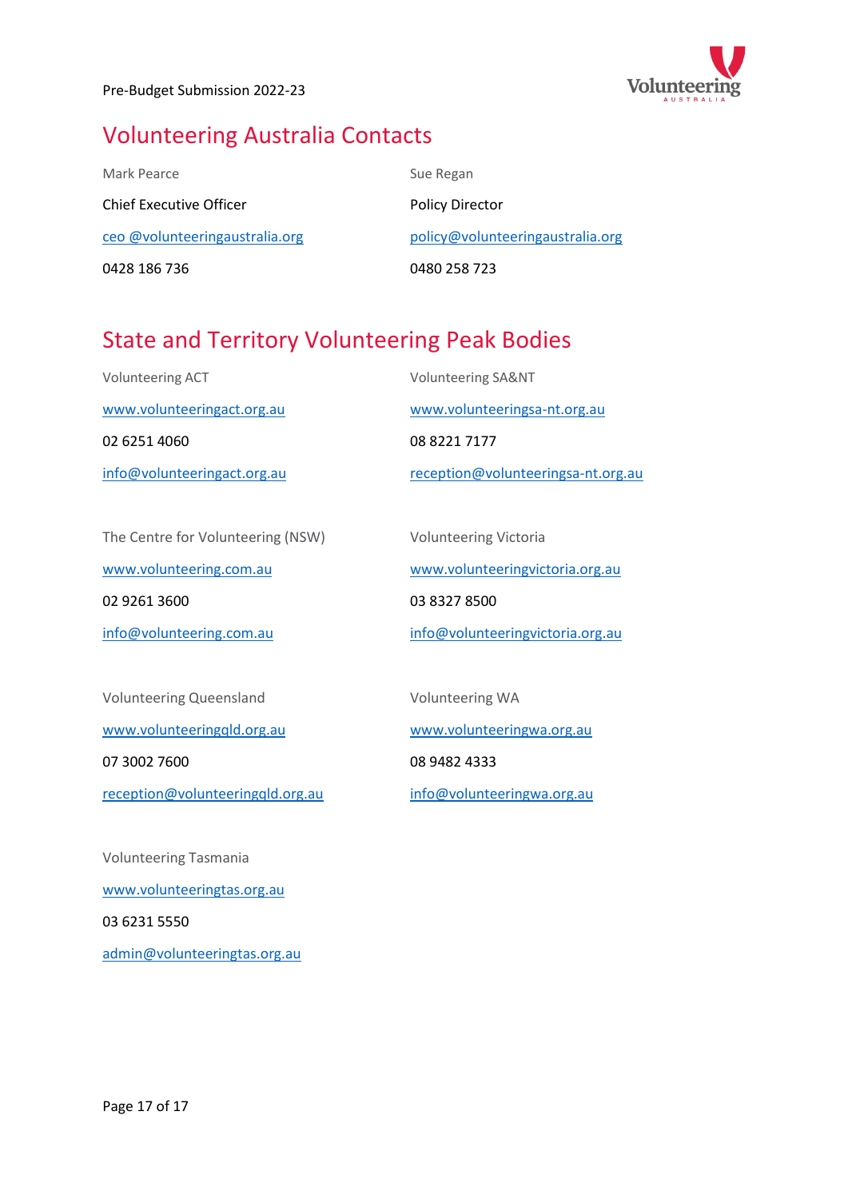## Volunteering Australia Contacts

Mark Pearce

Chief Executive Officer

ceo @volunteeringaustralia.org

0428 186 736

Sue Regan

Policy Director

policy@volunteeringaustralia.org

0480 258 723

## State and Territory Volunteering Peak Bodies

Volunteering ACT

www.volunteeringact.org.au

02 6251 4060

info@volunteeringact.org.au

Volunteering SA&NT

www.volunteeringsa-nt.org.au

08 8221 7177

reception@volunteeringsa-nt.org.au

The Centre for Volunteering (NSW)

www.volunteering.com.au

02 9261 3600

info@volunteering.com.au

Volunteering Victoria

www.volunteeringvictoria.org.au

03 8327 8500

info@volunteeringvictoria.org.au

Volunteering Queensland

www.volunteeringqld.org.au

07 3002 7600

reception@volunteeringqld.org.au

Volunteering WA

www.volunteeringwa.org.au

08 9482 4333

info@volunteeringwa.org.au

Volunteering Tasmania

www.volunteeringtas.org.au

03 6231 5550

admin@volunteeringtas.org.au